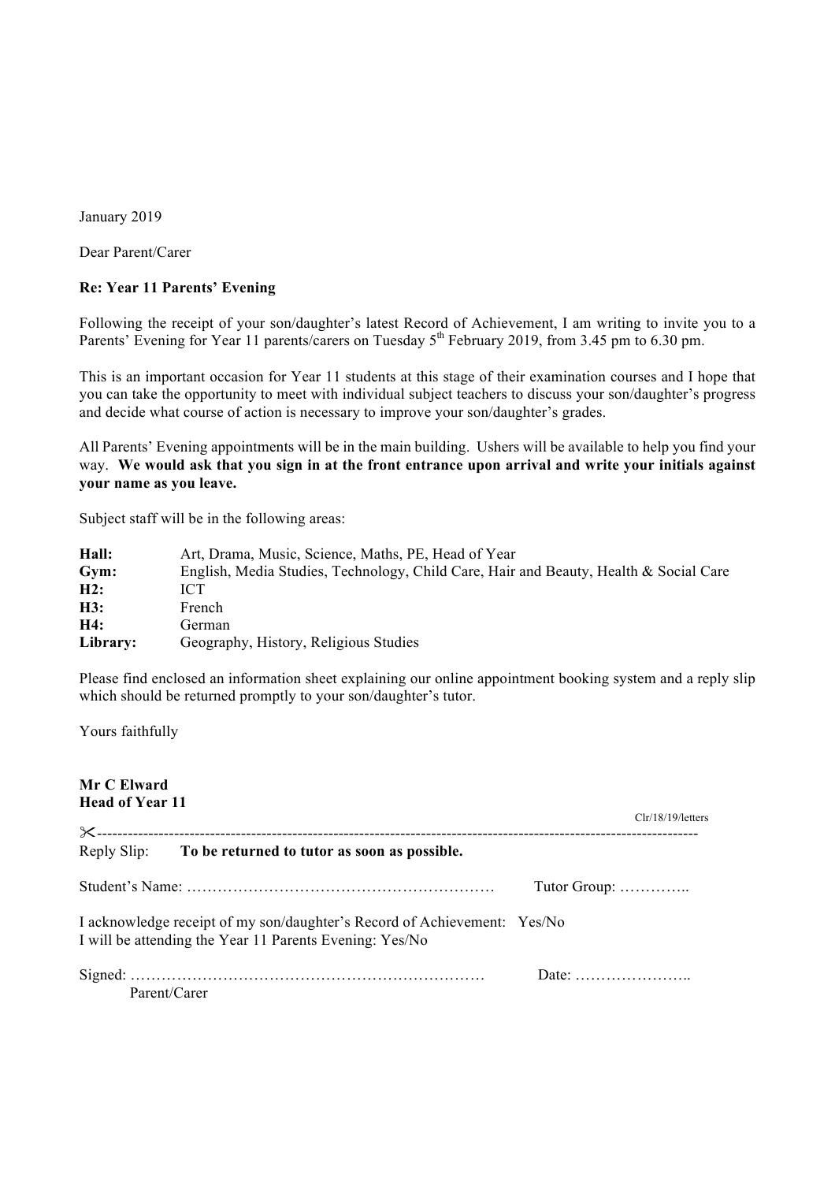January 2019

Dear Parent/Carer

**Re: Year 11 Parents' Evening**

Following the receipt of your son/daughter's latest Record of Achievement, I am writing to invite you to a Parents' Evening for Year 11 parents/carers on Tuesday 5th February 2019, from 3.45 pm to 6.30 pm.

This is an important occasion for Year 11 students at this stage of their examination courses and I hope that you can take the opportunity to meet with individual subject teachers to discuss your son/daughter's progress and decide what course of action is necessary to improve your son/daughter's grades.

All Parents' Evening appointments will be in the main building. Ushers will be available to help you find your way. **We would ask that you sign in at the front entrance upon arrival and write your initials against your name as you leave.**

Subject staff will be in the following areas:

| | |
|---|---|
| **Hall:** | Art, Drama, Music, Science, Maths, PE, Head of Year |
| **Gym:** | English, Media Studies, Technology, Child Care, Hair and Beauty, Health & Social Care |
| **H2:** | ICT |
| **H3:** | French |
| **H4:** | German |
| **Library:** | Geography, History, Religious Studies |

Please find enclosed an information sheet explaining our online appointment booking system and a reply slip which should be returned promptly to your son/daughter's tutor.

Yours faithfully

**Mr C Elward**
**Head of Year 11**

Clr/18/19/letters

✂-----------------------------------------------------------------------------------------------------------------

Reply Slip: **To be returned to tutor as soon as possible.**

Student's Name: ………………………………………………… Tutor Group: …………..

I acknowledge receipt of my son/daughter's Record of Achievement: Yes/No
I will be attending the Year 11 Parents Evening: Yes/No

Signed: ………………………………………………………… Date: …………………..
Parent/Carer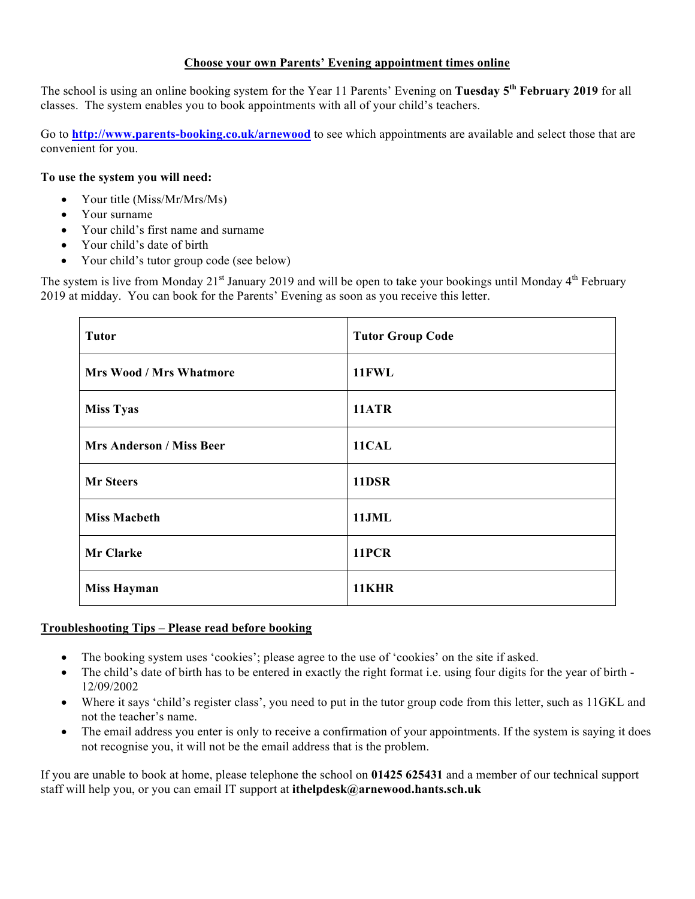## Choose your own Parents' Evening appointment times online

The school is using an online booking system for the Year 11 Parents' Evening on **Tuesday 5th February 2019** for all classes. The system enables you to book appointments with all of your child's teachers.

Go to **http://www.parents-booking.co.uk/arnewood** to see which appointments are available and select those that are convenient for you.

**To use the system you will need:**

- Your title (Miss/Mr/Mrs/Ms)
- Your surname
- Your child's first name and surname
- Your child's date of birth
- Your child's tutor group code (see below)

The system is live from Monday 21st January 2019 and will be open to take your bookings until Monday 4th February 2019 at midday. You can book for the Parents' Evening as soon as you receive this letter.

| Tutor | Tutor Group Code |
|---|---|
| Mrs Wood / Mrs Whatmore | 11FWL |
| Miss Tyas | 11ATR |
| Mrs Anderson / Miss Beer | 11CAL |
| Mr Steers | 11DSR |
| Miss Macbeth | 11JML |
| Mr Clarke | 11PCR |
| Miss Hayman | 11KHR |

### Troubleshooting Tips – Please read before booking

- The booking system uses 'cookies'; please agree to the use of 'cookies' on the site if asked.
- The child's date of birth has to be entered in exactly the right format i.e. using four digits for the year of birth - 12/09/2002
- Where it says 'child's register class', you need to put in the tutor group code from this letter, such as 11GKL and not the teacher's name.
- The email address you enter is only to receive a confirmation of your appointments. If the system is saying it does not recognise you, it will not be the email address that is the problem.

If you are unable to book at home, please telephone the school on **01425 625431** and a member of our technical support staff will help you, or you can email IT support at **ithelpdesk@arnewood.hants.sch.uk**